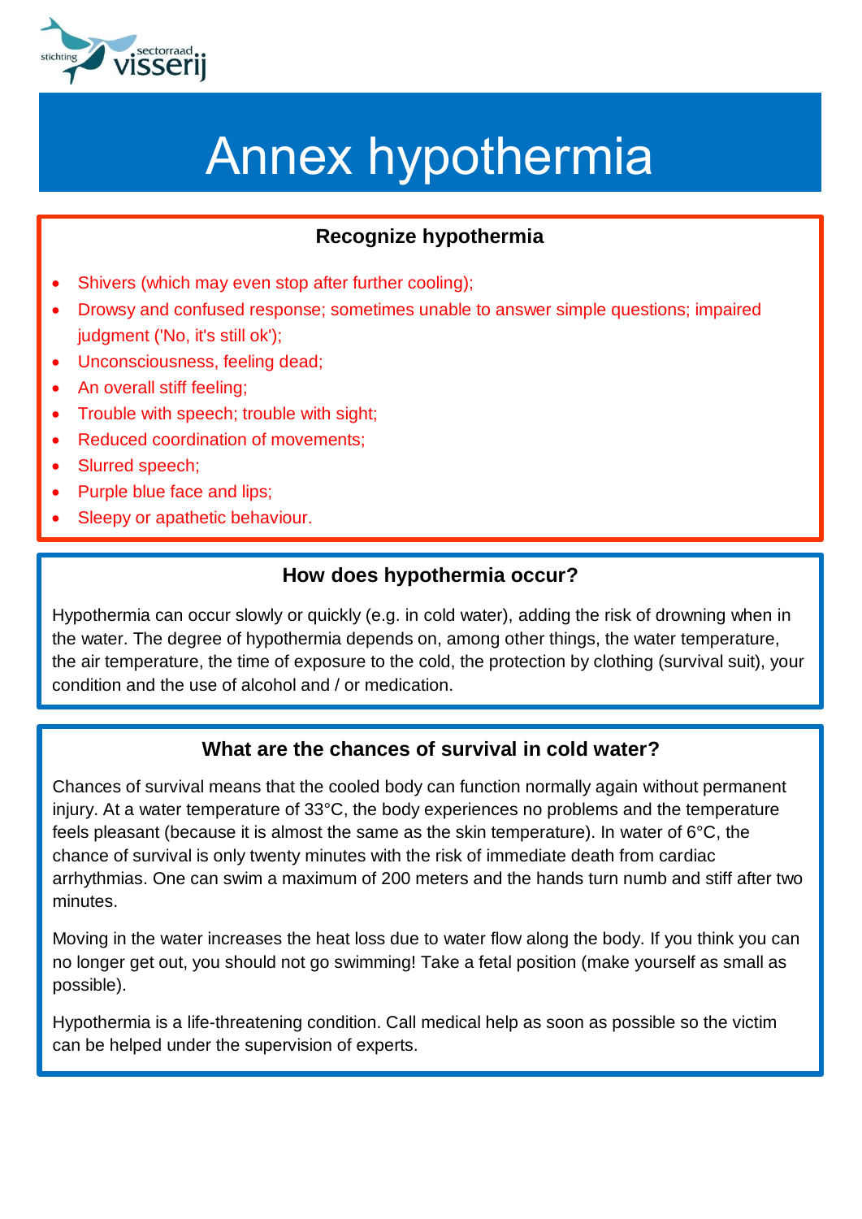# Annex hypothermia

## Recognize hypothermia

- Shivers (which may even stop after further cooling);
- Drowsy and confused response; sometimes unable to answer simple questions; impaired judgment ('No, it's still ok');
- Unconsciousness, feeling dead;
- An overall stiff feeling;
- Trouble with speech; trouble with sight;
- Reduced coordination of movements;
- Slurred speech;
- Purple blue face and lips;
- Sleepy or apathetic behaviour.

## How does hypothermia occur?

Hypothermia can occur slowly or quickly (e.g. in cold water), adding the risk of drowning when in the water. The degree of hypothermia depends on, among other things, the water temperature, the air temperature, the time of exposure to the cold, the protection by clothing (survival suit), your condition and the use of alcohol and / or medication.

## What are the chances of survival in cold water?

Chances of survival means that the cooled body can function normally again without permanent injury. At a water temperature of 33°C, the body experiences no problems and the temperature feels pleasant (because it is almost the same as the skin temperature). In water of 6°C, the chance of survival is only twenty minutes with the risk of immediate death from cardiac arrhythmias. One can swim a maximum of 200 meters and the hands turn numb and stiff after two minutes.

Moving in the water increases the heat loss due to water flow along the body. If you think you can no longer get out, you should not go swimming! Take a fetal position (make yourself as small as possible).

Hypothermia is a life-threatening condition. Call medical help as soon as possible so the victim can be helped under the supervision of experts.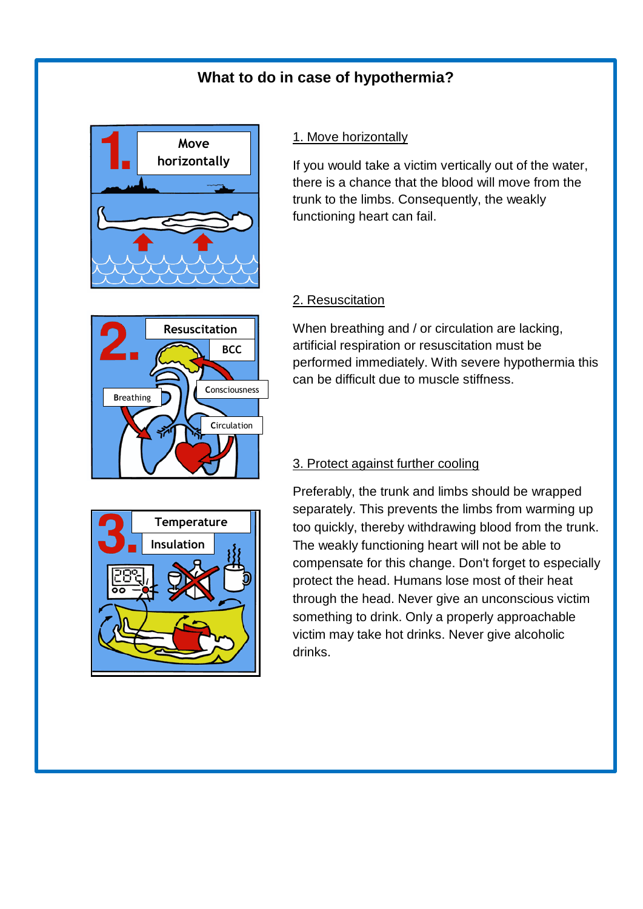# What to do in case of hypothermia?

1\. Move horizontally

Resuscitation

BCC

Breathing

Consciousness

Circulation

3\. Temperature

Insulation

## 1. Move horizontally

If you would take a victim vertically out of the water, there is a chance that the blood will move from the trunk to the limbs. Consequently, the weakly functioning heart can fail.

## 2. Resuscitation

When breathing and / or circulation are lacking, artificial respiration or resuscitation must be performed immediately. With severe hypothermia this can be difficult due to muscle stiffness.

## 3. Protect against further cooling

Preferably, the trunk and limbs should be wrapped separately. This prevents the limbs from warming up too quickly, thereby withdrawing blood from the trunk. The weakly functioning heart will not be able to compensate for this change. Don't forget to especially protect the head. Humans lose most of their heat through the head. Never give an unconscious victim something to drink. Only a properly approachable victim may take hot drinks. Never give alcoholic drinks.